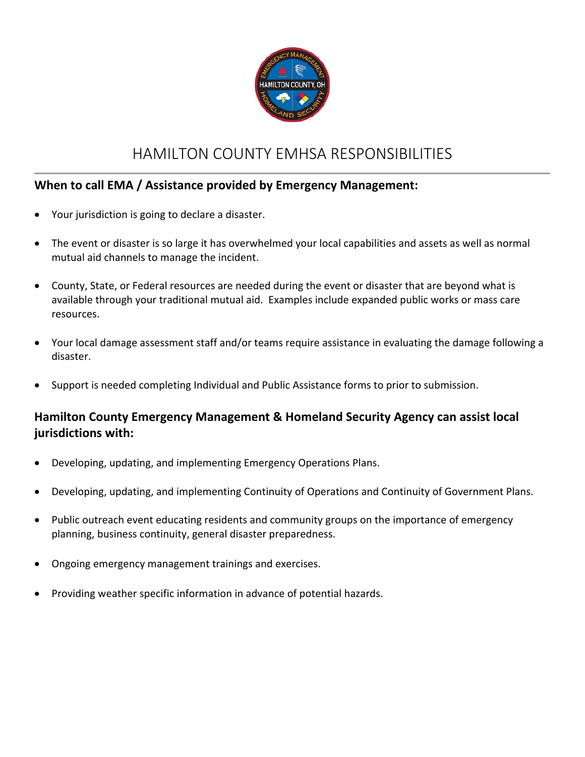# HAMILTON COUNTY EMHSA RESPONSIBILITIES

## When to call EMA / Assistance provided by Emergency Management:

- Your jurisdiction is going to declare a disaster.
- The event or disaster is so large it has overwhelmed your local capabilities and assets as well as normal mutual aid channels to manage the incident.
- County, State, or Federal resources are needed during the event or disaster that are beyond what is available through your traditional mutual aid. Examples include expanded public works or mass care resources.
- Your local damage assessment staff and/or teams require assistance in evaluating the damage following a disaster.
- Support is needed completing Individual and Public Assistance forms to prior to submission.

## Hamilton County Emergency Management & Homeland Security Agency can assist local jurisdictions with:

- Developing, updating, and implementing Emergency Operations Plans.
- Developing, updating, and implementing Continuity of Operations and Continuity of Government Plans.
- Public outreach event educating residents and community groups on the importance of emergency planning, business continuity, general disaster preparedness.
- Ongoing emergency management trainings and exercises.
- Providing weather specific information in advance of potential hazards.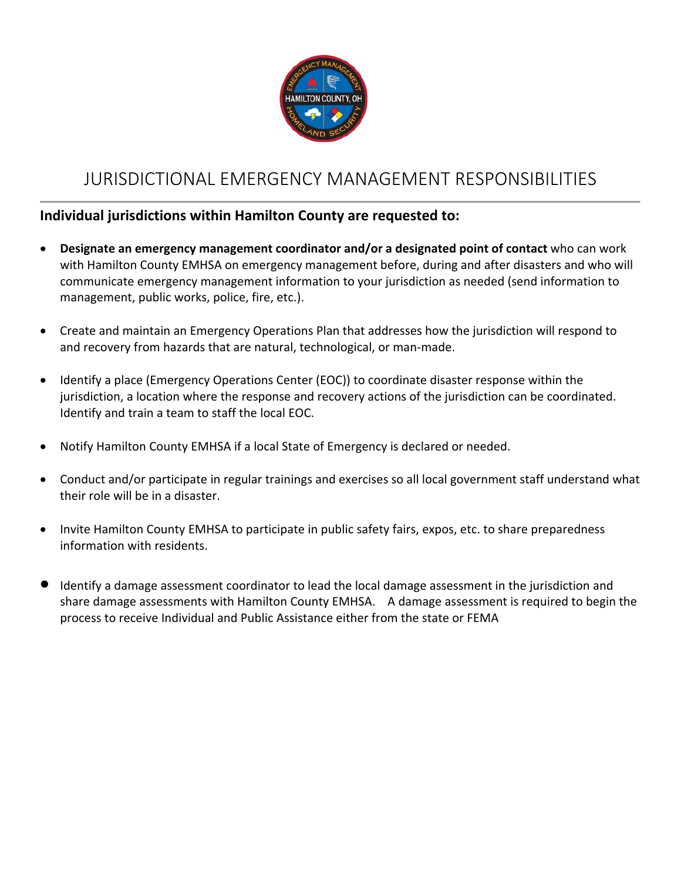# JURISDICTIONAL EMERGENCY MANAGEMENT RESPONSIBILITIES

**Individual jurisdictions within Hamilton County are requested to:**

- **Designate an emergency management coordinator and/or a designated point of contact** who can work with Hamilton County EMHSA on emergency management before, during and after disasters and who will communicate emergency management information to your jurisdiction as needed (send information to management, public works, police, fire, etc.).
- Create and maintain an Emergency Operations Plan that addresses how the jurisdiction will respond to and recovery from hazards that are natural, technological, or man-made.
- Identify a place (Emergency Operations Center (EOC)) to coordinate disaster response within the jurisdiction, a location where the response and recovery actions of the jurisdiction can be coordinated. Identify and train a team to staff the local EOC.
- Notify Hamilton County EMHSA if a local State of Emergency is declared or needed.
- Conduct and/or participate in regular trainings and exercises so all local government staff understand what their role will be in a disaster.
- Invite Hamilton County EMHSA to participate in public safety fairs, expos, etc. to share preparedness information with residents.
- Identify a damage assessment coordinator to lead the local damage assessment in the jurisdiction and share damage assessments with Hamilton County EMHSA. A damage assessment is required to begin the process to receive Individual and Public Assistance either from the state or FEMA